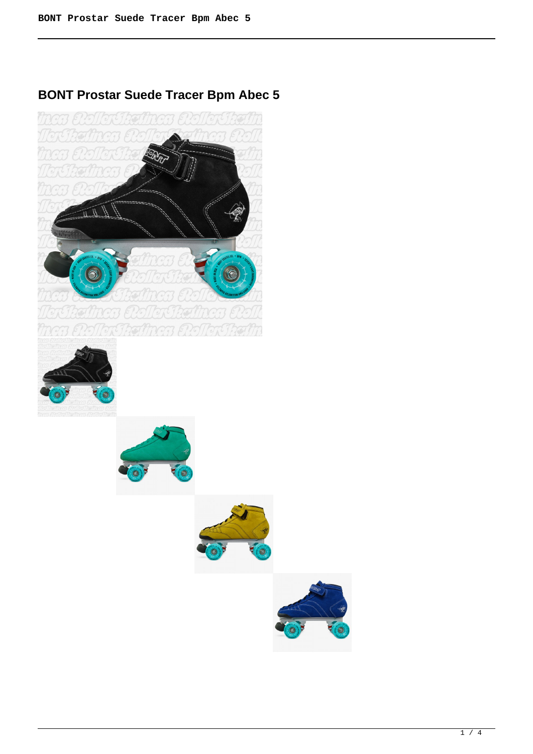# BONT Prostar Suede Tracer Bpm Abec 5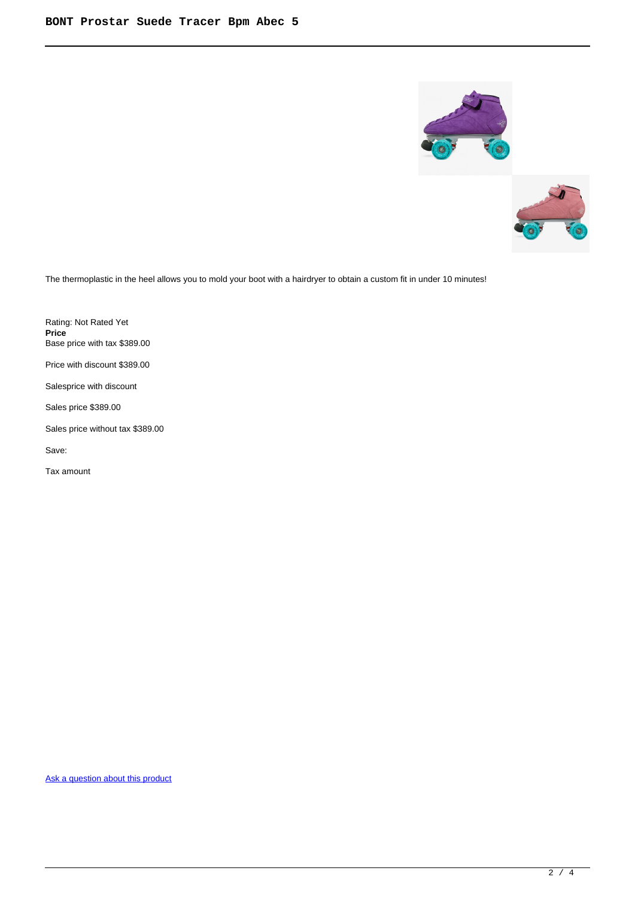The thermoplastic in the heel allows you to mold your boot with a hairdryer to obtain a custom fit in under 10 minutes!

Rating: Not Rated Yet
**Price**
Base price with tax $389.00

Price with discount $389.00

Salesprice with discount

Sales price $389.00

Sales price without tax $389.00

Save:

Tax amount

Ask a question about this product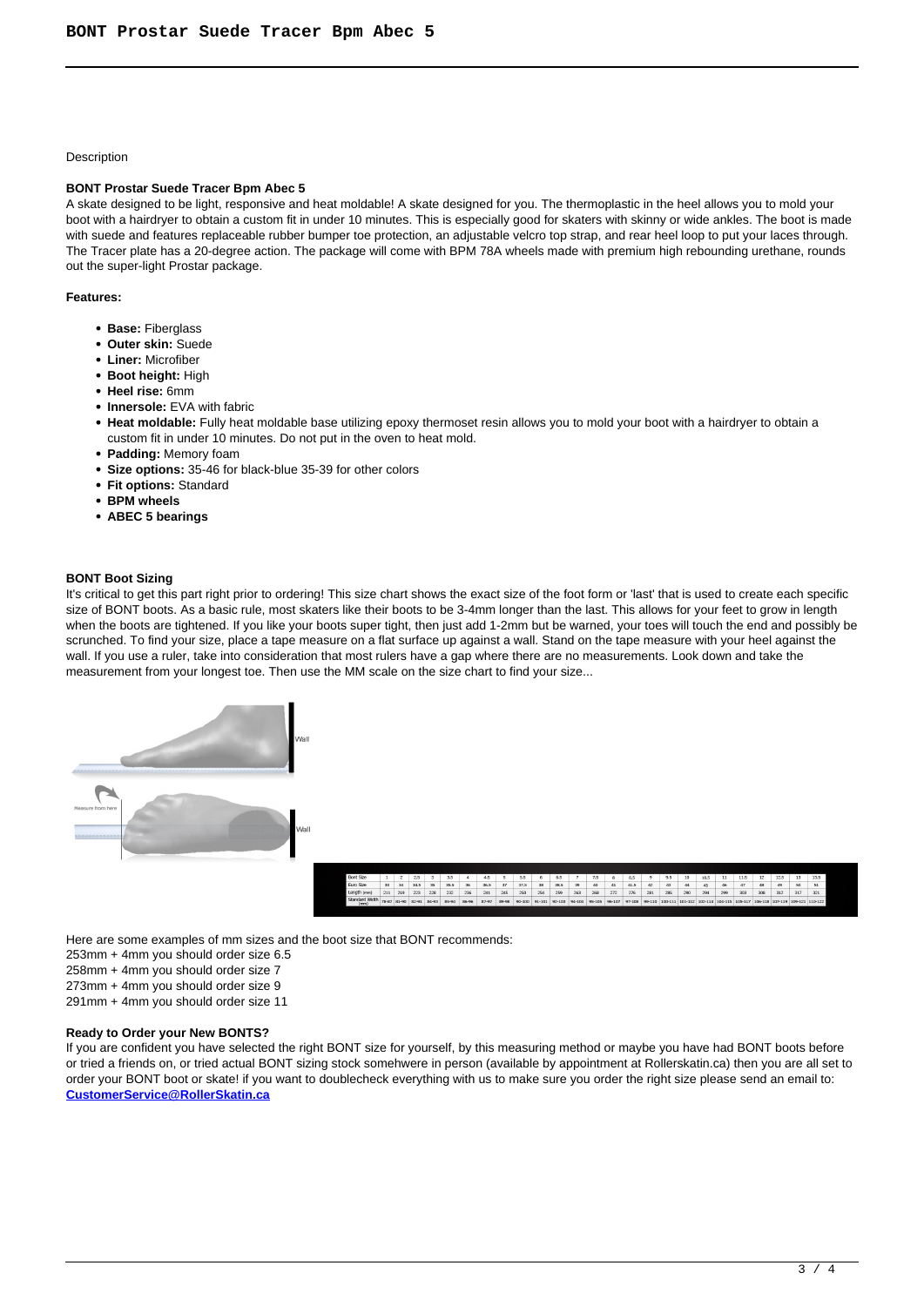Description

**BONT Prostar Suede Tracer Bpm Abec 5**

A skate designed to be light, responsive and heat moldable! A skate designed for you. The thermoplastic in the heel allows you to mold your boot with a hairdryer to obtain a custom fit in under 10 minutes. This is especially good for skaters with skinny or wide ankles. The boot is made with suede and features replaceable rubber bumper toe protection, an adjustable velcro top strap, and rear heel loop to put your laces through. The Tracer plate has a 20-degree action. The package will come with BPM 78A wheels made with premium high rebounding urethane, rounds out the super-light Prostar package.

**Features:**

- **Base:** Fiberglass
- **Outer skin:** Suede
- **Liner:** Microfiber
- **Boot height:** High
- **Heel rise:** 6mm
- **Innersole:** EVA with fabric
- **Heat moldable:** Fully heat moldable base utilizing epoxy thermoset resin allows you to mold your boot with a hairdryer to obtain a custom fit in under 10 minutes. Do not put in the oven to heat mold.
- **Padding:** Memory foam
- **Size options:** 35-46 for black-blue 35-39 for other colors
- **Fit options:** Standard
- **BPM wheels**
- **ABEC 5 bearings**

**BONT Boot Sizing**

It's critical to get this part right prior to ordering! This size chart shows the exact size of the foot form or 'last' that is used to create each specific size of BONT boots. As a basic rule, most skaters like their boots to be 3-4mm longer than the last. This allows for your feet to grow in length when the boots are tightened. If you like your boots super tight, then just add 1-2mm but be warned, your toes will touch the end and possibly be scrunched. To find your size, place a tape measure on a flat surface up against a wall. Stand on the tape measure with your heel against the wall. If you use a ruler, take into consideration that most rulers have a gap where there are no measurements. Look down and take the measurement from your longest toe. Then use the MM scale on the size chart to find your size...

| Boot Size | 1 | 2 | 2.5 | 3 | 3.5 | 4 | 4.5 | 5 | 5.5 | 6 | 6.5 | 7 | 7.5 | 8 | 8.5 | 9 | 9.5 | 10 | 10.5 | 11 | 11.5 | 12 | 12.5 | 13 | 13.5 |
|---|---|---|---|---|---|---|---|---|---|---|---|---|---|---|---|---|---|---|---|---|---|---|---|---|---|
| Euro Size | 33 | 34 | 34.5 | 35 | 35.5 | 36 | 36.5 | 37 | 37.5 | 38 | 38.5 | 39 | 40 | 41 | 41.5 | 42 | 43 | 44 | 45 | 46 | 47 | 48 | 49 | 50 | 51 |
| Length (mm) | 211 | 219 | 223 | 228 | 232 | 236 | 241 | 245 | 250 | 254 | 259 | 263 | 268 | 272 | 276 | 281 | 285 | 290 | 294 | 299 | 303 | 308 | 312 | 317 | 321 |
| Standard Width (mm) | 78-87 | 81-90 | 82-91 | 84-93 | 85-95 | 86-96 | 87-97 | 89-98 | 90-100 | 91-101 | 92-103 | 94-104 | 95-105 | 96-107 | 97-108 | 99-110 | 100-111 | 101-112 | 102-114 | 104-115 | 105-117 | 106-118 | 107-119 | 109-121 | 110-122 |

Here are some examples of mm sizes and the boot size that BONT recommends:

253mm + 4mm you should order size 6.5

258mm + 4mm you should order size 7

273mm + 4mm you should order size 9

291mm + 4mm you should order size 11

**Ready to Order your New BONTS?**

If you are confident you have selected the right BONT size for yourself, by this measuring method or maybe you have had BONT boots before or tried a friends on, or tried actual BONT sizing stock somehwere in person (available by appointment at Rollerskatin.ca) then you are all set to order your BONT boot or skate! if you want to doublecheck everything with us to make sure you order the right size please send an email to: **CustomerService@RollerSkatin.ca**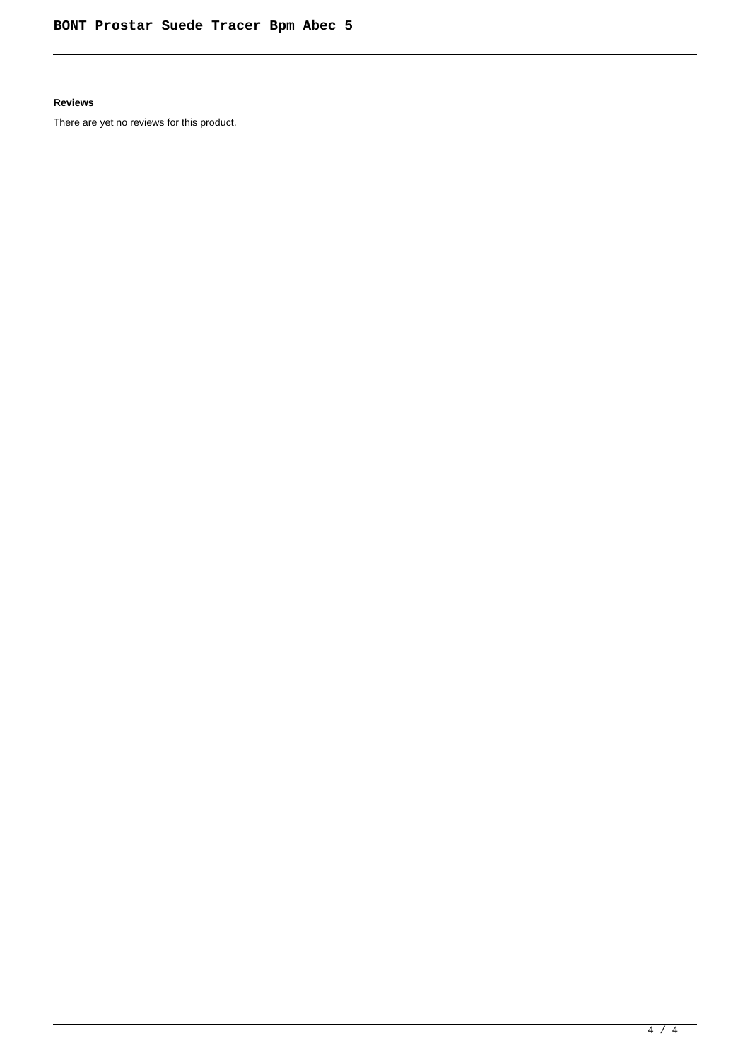**Reviews**

There are yet no reviews for this product.